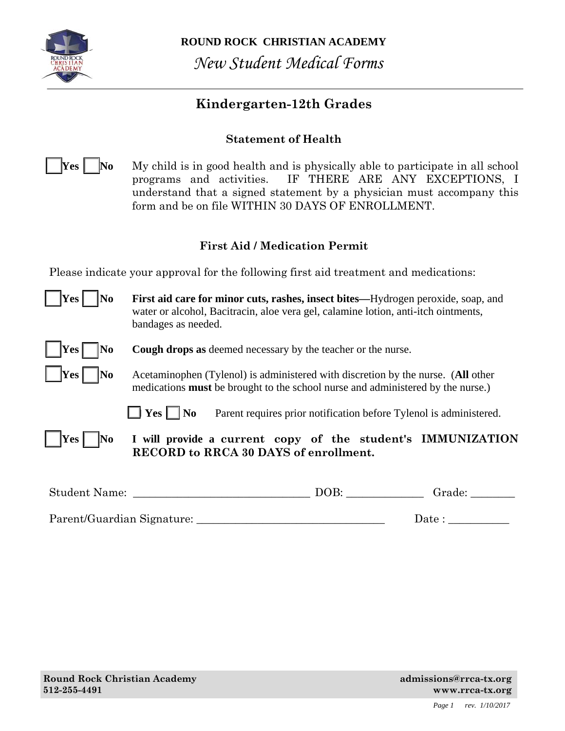**ROUND ROCK CHRISTIAN ACADEMY**

*New Student Medical Forms*

## Kindergarten-12th Grades

### Statement of Health

☐ **Yes** ☐ **No** My child is in good health and is physically able to participate in all school programs and activities. IF THERE ARE ANY EXCEPTIONS, I understand that a signed statement by a physician must accompany this form and be on file WITHIN 30 DAYS OF ENROLLMENT.

### First Aid / Medication Permit

Please indicate your approval for the following first aid treatment and medications:

☐ **Yes** ☐ **No** **First aid care for minor cuts, rashes, insect bites—**Hydrogen peroxide, soap, and water or alcohol, Bacitracin, aloe vera gel, calamine lotion, anti-itch ointments, bandages as needed.

☐ **Yes** ☐ **No** **Cough drops as** deemed necessary by the teacher or the nurse.

☐ **Yes** ☐ **No** Acetaminophen (Tylenol) is administered with discretion by the nurse. (**All** other medications **must** be brought to the school nurse and administered by the nurse.)

☐ **Yes** ☐ **No** Parent requires prior notification before Tylenol is administered.

☐ **Yes** ☐ **No** **I will provide a current copy of the student's IMMUNIZATION RECORD to RRCA 30 DAYS of enrollment.**

Student Name: _______________________________ DOB: _____________ Grade: ________

Parent/Guardian Signature: _________________________________ Date : ___________

**Round Rock Christian Academy**
**512-255-4491**
**admissions@rrca-tx.org**
**www.rrca-tx.org**

*rev. 1/10/2017*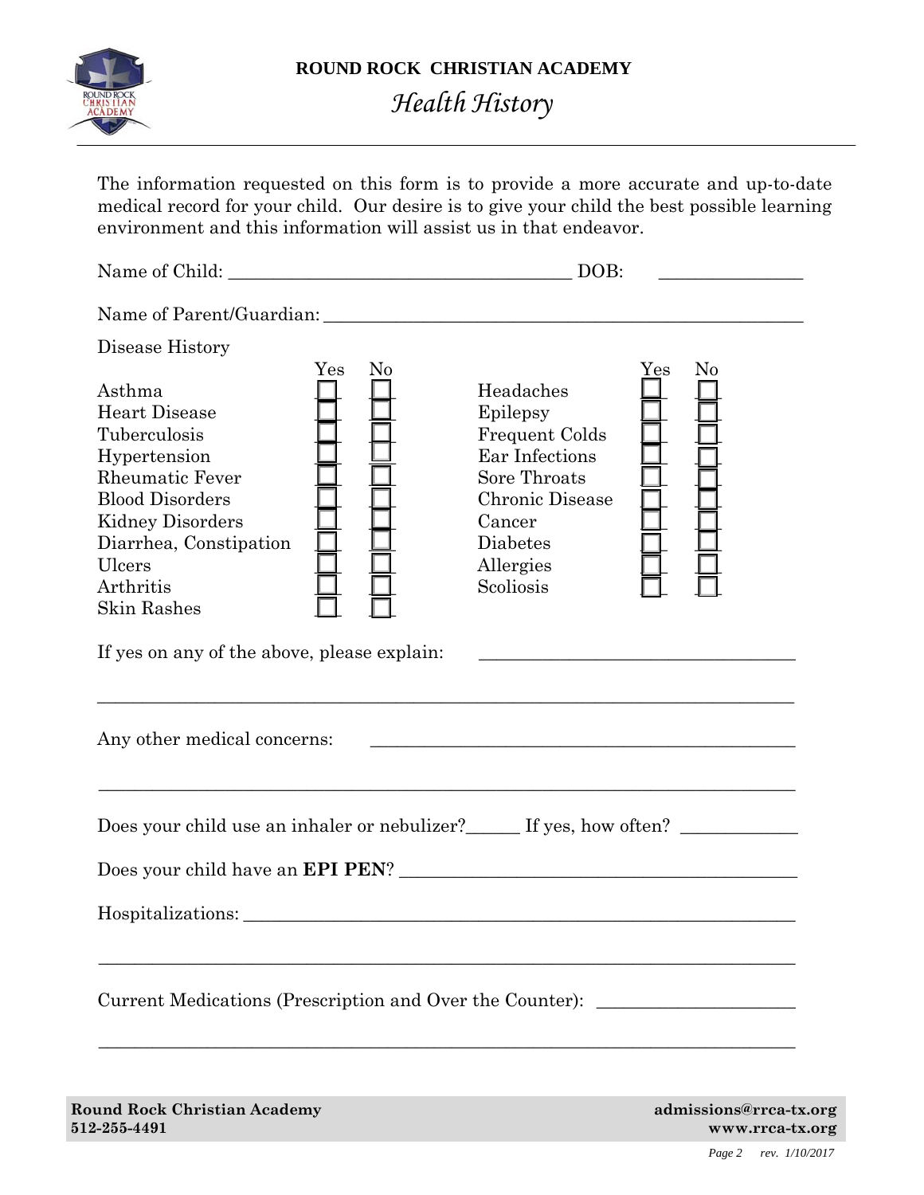# ROUND ROCK CHRISTIAN ACADEMY

## *Health History*

The information requested on this form is to provide a more accurate and up-to-date medical record for your child. Our desire is to give your child the best possible learning environment and this information will assist us in that endeavor.

Name of Child: _______________________________________ DOB: ________________

Name of Parent/Guardian: _______________________________________________________

Disease History

| | Yes | No | | Yes | No |
|---|---|---|---|---|---|
| Asthma | ☐ | ☐ | Headaches | ☐ | ☐ |
| Heart Disease | ☐ | ☐ | Epilepsy | ☐ | ☐ |
| Tuberculosis | ☐ | ☐ | Frequent Colds | ☐ | ☐ |
| Hypertension | ☐ | ☐ | Ear Infections | ☐ | ☐ |
| Rheumatic Fever | ☐ | ☐ | Sore Throats | ☐ | ☐ |
| Blood Disorders | ☐ | ☐ | Chronic Disease | ☐ | ☐ |
| Kidney Disorders | ☐ | ☐ | Cancer | ☐ | ☐ |
| Diarrhea, Constipation | ☐ | ☐ | Diabetes | ☐ | ☐ |
| Ulcers | ☐ | ☐ | Allergies | ☐ | ☐ |
| Arthritis | ☐ | ☐ | Scoliosis | ☐ | ☐ |
| Skin Rashes | ☐ | ☐ | | | |

If yes on any of the above, please explain: ____________________________________

_______________________________________________________________________________

Any other medical concerns: ____________________________________________

_______________________________________________________________________________

Does your child use an inhaler or nebulizer?______ If yes, how often? _____________

Does your child have an **EPI PEN**? _____________________________________________

Hospitalizations: _______________________________________________________________

_______________________________________________________________________________

Current Medications (Prescription and Over the Counter): ______________________

_______________________________________________________________________________

**Round Rock Christian Academy**
**512-255-4491**

**admissions@rrca-tx.org**
**www.rrca-tx.org**

*rev. 1/10/2017*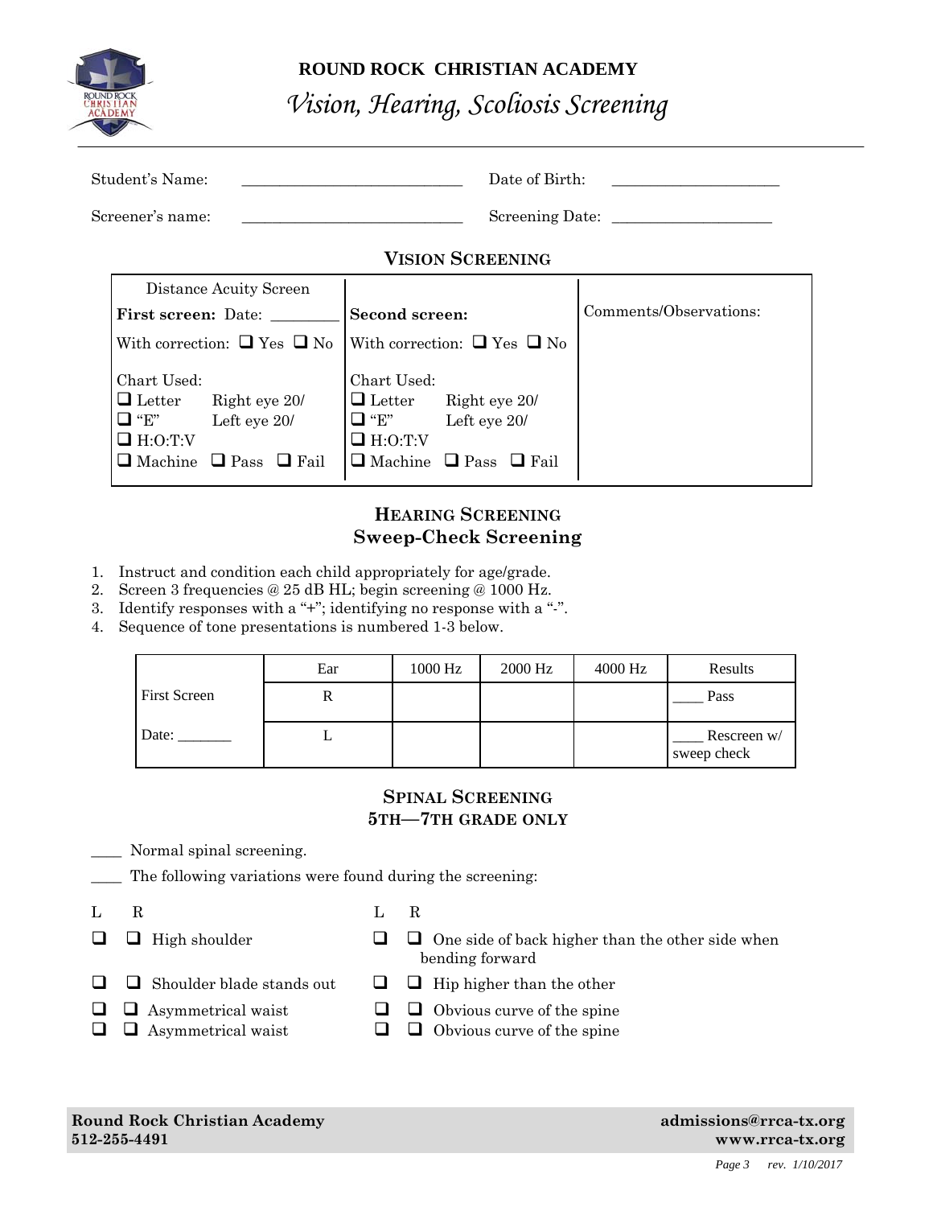# ROUND ROCK CHRISTIAN ACADEMY

## *Vision, Hearing, Scoliosis Screening*

Student's Name: ____________________________ Date of Birth: _____________________

Screener's name: ____________________________ Screening Date: ____________________

### VISION SCREENING

| Distance Acuity Screen | | |
|---|---|---|
| **First screen:** Date: _________ | **Second screen:** | Comments/Observations: |
| With correction: ❑ Yes ❑ No | With correction: ❑ Yes ❑ No | |
| Chart Used:<br>❑ Letter Right eye 20/<br>❑ "E" Left eye 20/<br>❑ H:O:T:V<br>❑ Machine ❑ Pass ❑ Fail | Chart Used:<br>❑ Letter Right eye 20/<br>❑ "E" Left eye 20/<br>❑ H:O:T:V<br>❑ Machine ❑ Pass ❑ Fail | |

### HEARING SCREENING
### Sweep-Check Screening

1. Instruct and condition each child appropriately for age/grade.
2. Screen 3 frequencies @ 25 dB HL; begin screening @ 1000 Hz.
3. Identify responses with a "+"; identifying no response with a "-".
4. Sequence of tone presentations is numbered 1-3 below.

| | Ear | 1000 Hz | 2000 Hz | 4000 Hz | Results |
|---|---|---|---|---|---|
| First Screen | R | | | | ____ Pass |
| Date: _______ | L | | | | ____ Rescreen w/ sweep check |

### SPINAL SCREENING
### 5TH—7TH GRADE ONLY

____ Normal spinal screening.

____ The following variations were found during the screening:

| L | R | | L | R | |
|---|---|---|---|---|---|
| ❑ | ❑ | High shoulder | ❑ | ❑ | One side of back higher than the other side when bending forward |
| ❑ | ❑ | Shoulder blade stands out | ❑ | ❑ | Hip higher than the other |
| ❑ | ❑ | Asymmetrical waist | ❑ | ❑ | Obvious curve of the spine |
| ❑ | ❑ | Asymmetrical waist | ❑ | ❑ | Obvious curve of the spine |

**Round Rock Christian Academy**
**512-255-4491**

**admissions@rrca-tx.org**
**www.rrca-tx.org**

*rev. 1/10/2017*